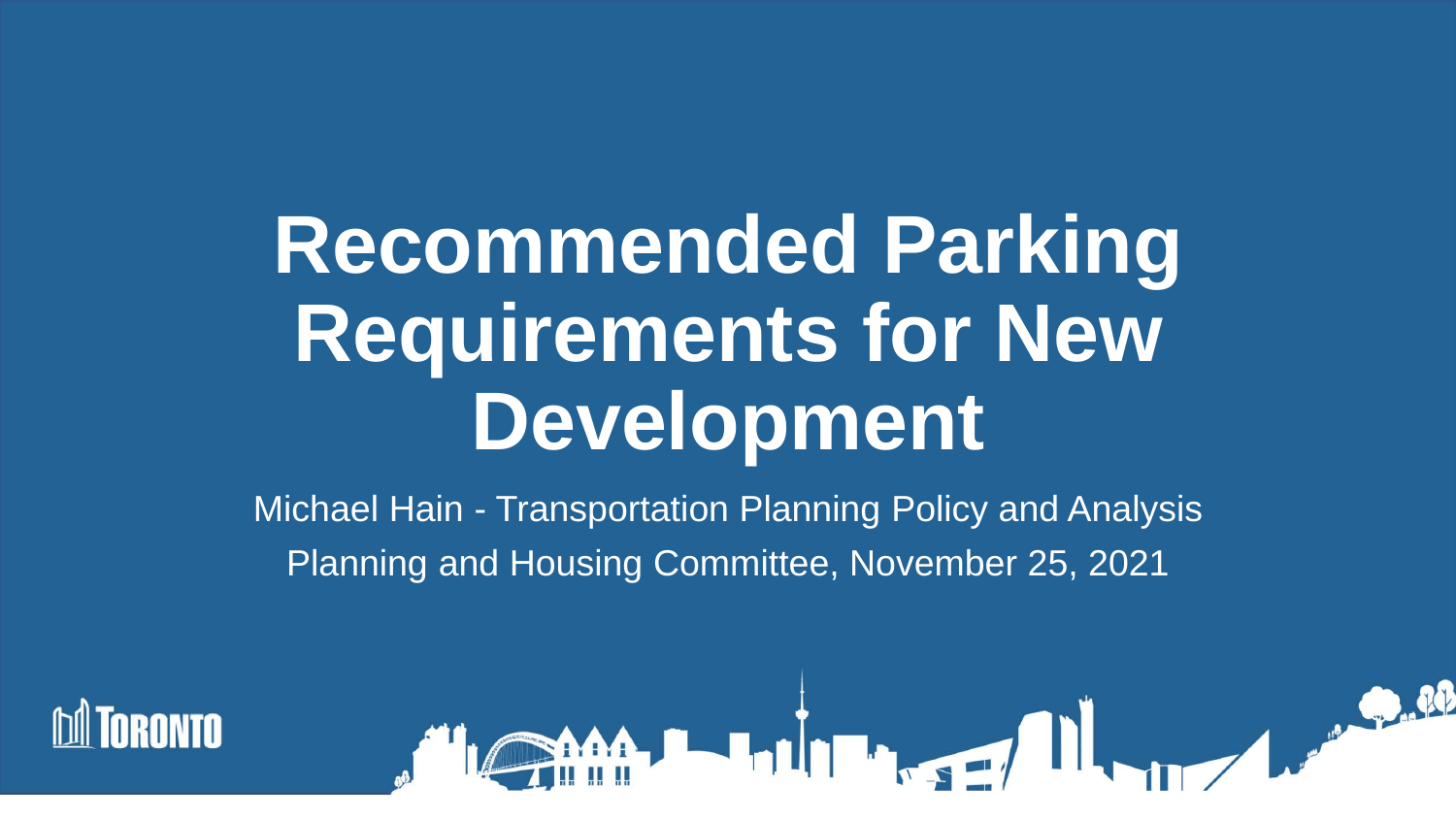# Recommended Parking Requirements for New Development

Michael Hain - Transportation Planning Policy and Analysis

Planning and Housing Committee, November 25, 2021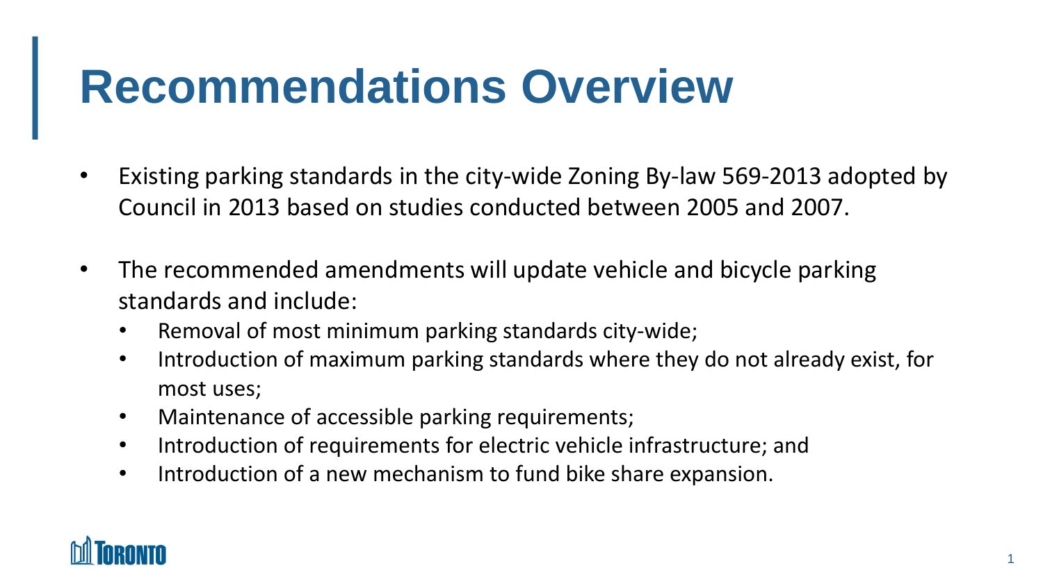# Recommendations Overview

- Existing parking standards in the city-wide Zoning By-law 569-2013 adopted by Council in 2013 based on studies conducted between 2005 and 2007.
- The recommended amendments will update vehicle and bicycle parking standards and include:
  - Removal of most minimum parking standards city-wide;
  - Introduction of maximum parking standards where they do not already exist, for most uses;
  - Maintenance of accessible parking requirements;
  - Introduction of requirements for electric vehicle infrastructure; and
  - Introduction of a new mechanism to fund bike share expansion.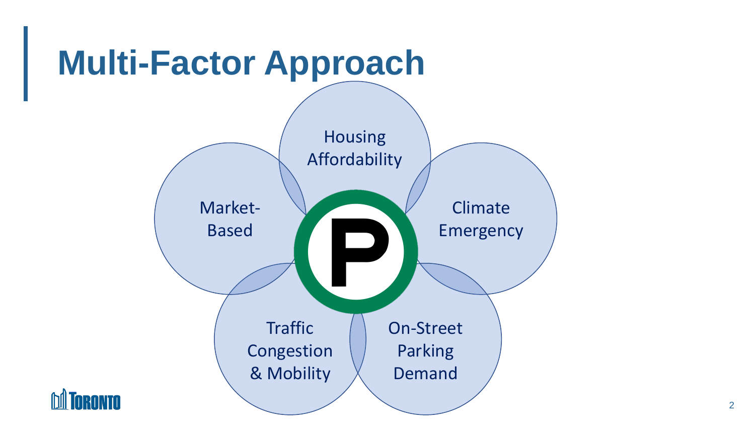# Multi-Factor Approach

- Housing Affordability
- Climate Emergency
- On-Street Parking Demand
- Traffic Congestion & Mobility
- Market-Based

P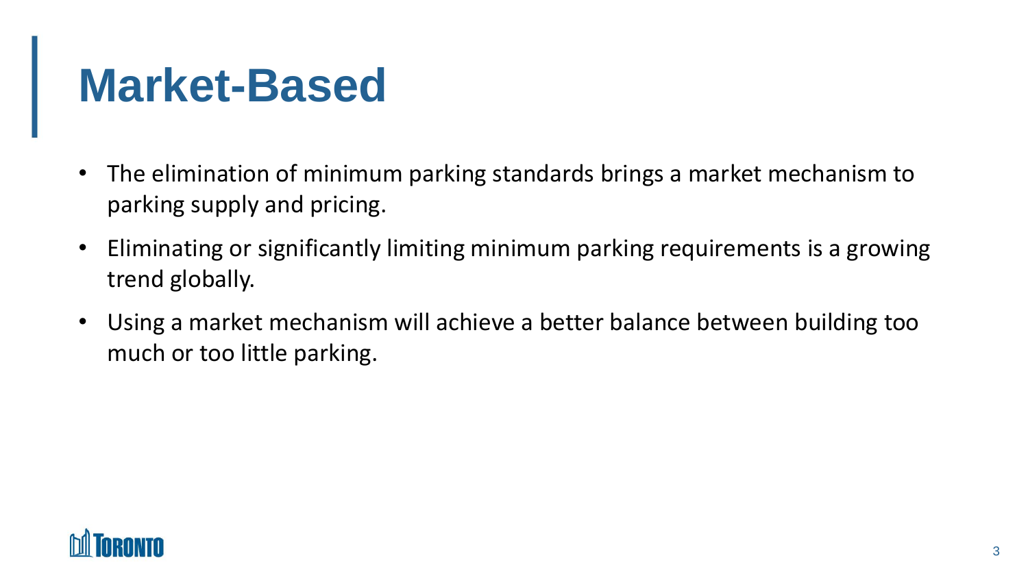# Market-Based

- The elimination of minimum parking standards brings a market mechanism to parking supply and pricing.
- Eliminating or significantly limiting minimum parking requirements is a growing trend globally.
- Using a market mechanism will achieve a better balance between building too much or too little parking.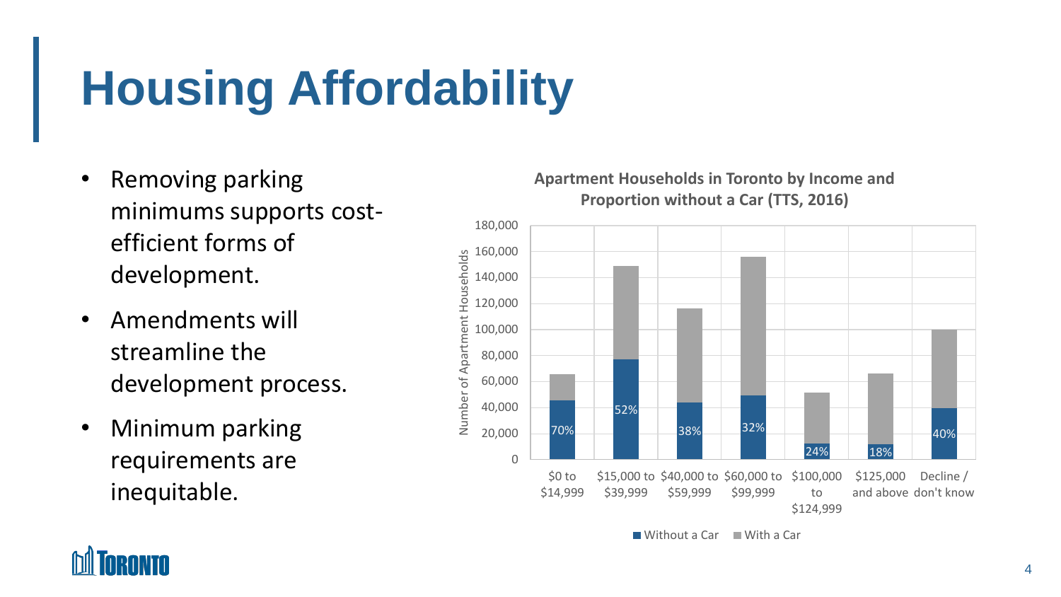# Housing Affordability

- Removing parking minimums supports cost-efficient forms of development.
- Amendments will streamline the development process.
- Minimum parking requirements are inequitable.

**Apartment Households in Toronto by Income and Proportion without a Car (TTS, 2016)**

| Income | Proportion without a Car |
|---|---|
| $0 to $14,999 | 70% |
| $15,000 to $39,999 | 52% |
| $40,000 to $59,999 | 38% |
| $60,000 to $99,999 | 32% |
| $100,000 to $124,999 | 24% |
| $125,000 and above | 18% |
| Decline / don't know | 40% |

Number of Apartment Households

Without a Car | With a Car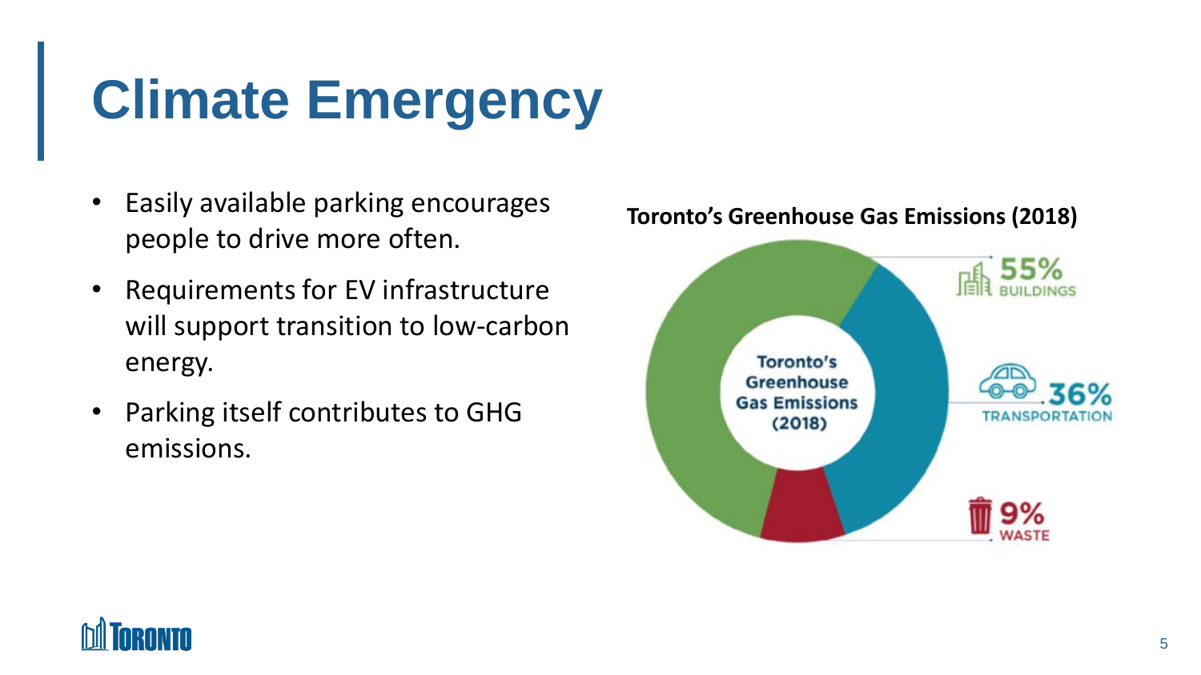# Climate Emergency

- Easily available parking encourages people to drive more often.
- Requirements for EV infrastructure will support transition to low-carbon energy.
- Parking itself contributes to GHG emissions.

**Toronto's Greenhouse Gas Emissions (2018)**

Toronto's Greenhouse Gas Emissions (2018)

55% BUILDINGS

36% TRANSPORTATION

9% WASTE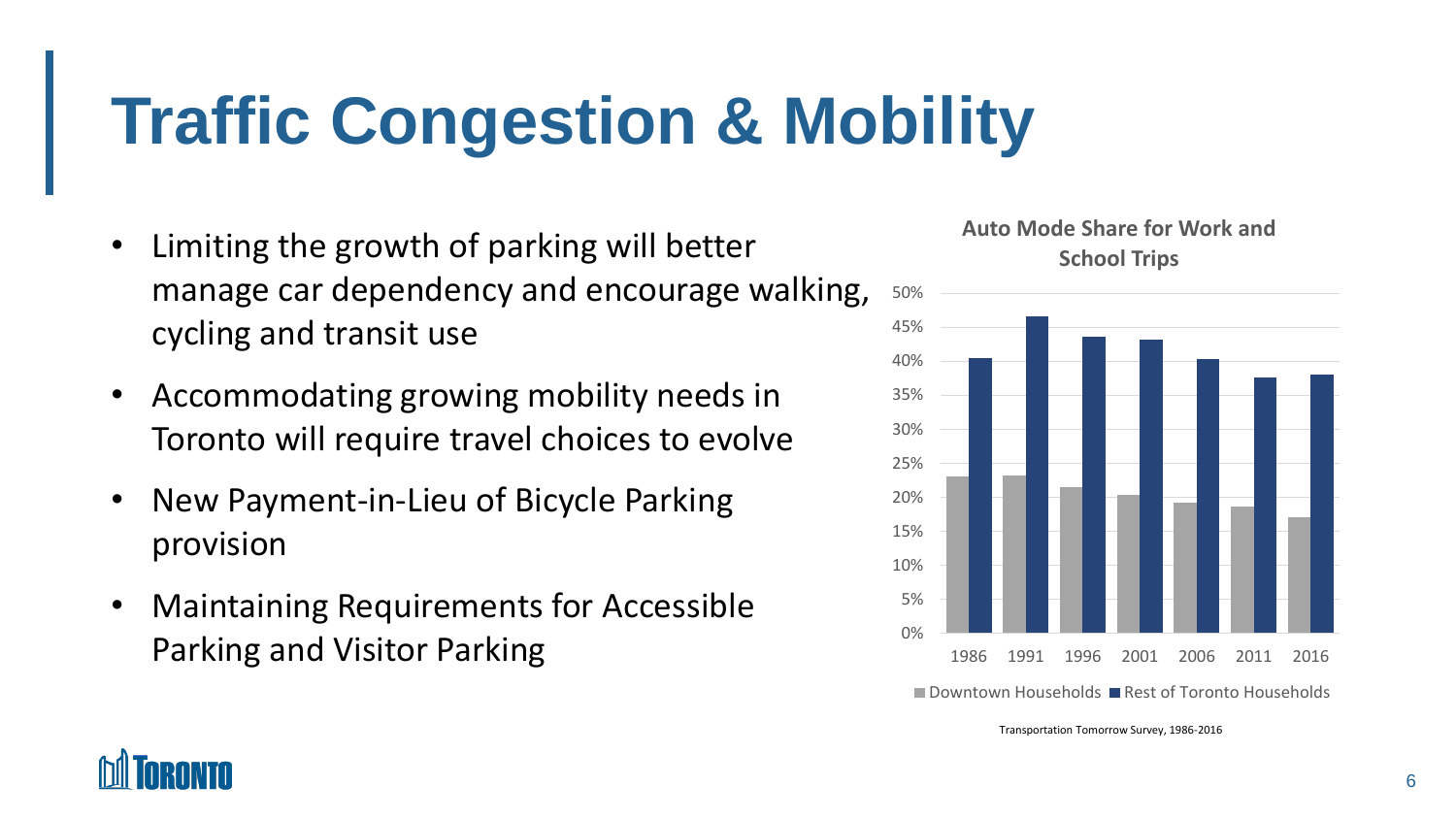# Traffic Congestion & Mobility

- Limiting the growth of parking will better manage car dependency and encourage walking, cycling and transit use
- Accommodating growing mobility needs in Toronto will require travel choices to evolve
- New Payment-in-Lieu of Bicycle Parking provision
- Maintaining Requirements for Accessible Parking and Visitor Parking

**Auto Mode Share for Work and School Trips**

■ Downtown Households ■ Rest of Toronto Households

Transportation Tomorrow Survey, 1986-2016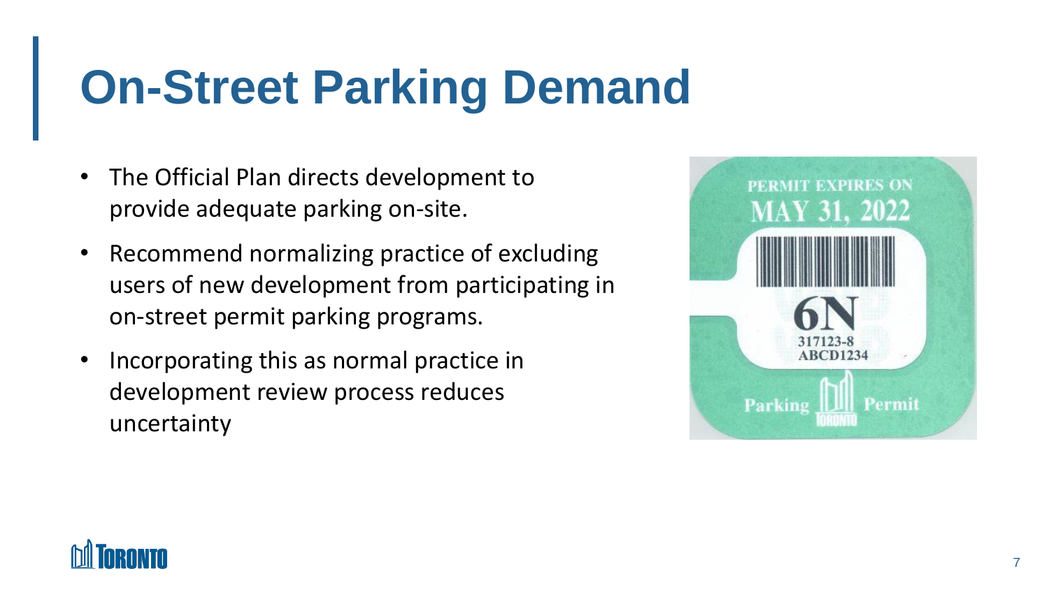# On-Street Parking Demand

- The Official Plan directs development to provide adequate parking on-site.
- Recommend normalizing practice of excluding users of new development from participating in on-street permit parking programs.
- Incorporating this as normal practice in development review process reduces uncertainty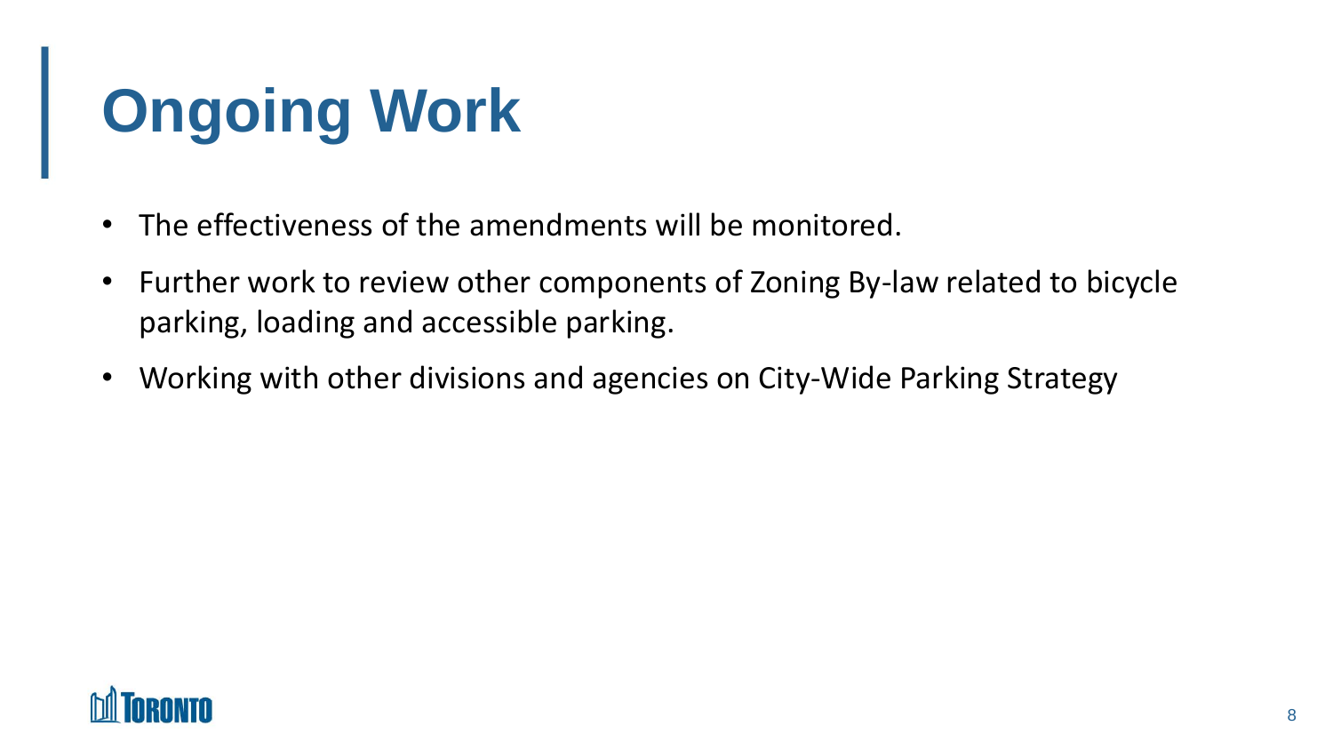# Ongoing Work

- The effectiveness of the amendments will be monitored.
- Further work to review other components of Zoning By-law related to bicycle parking, loading and accessible parking.
- Working with other divisions and agencies on City-Wide Parking Strategy